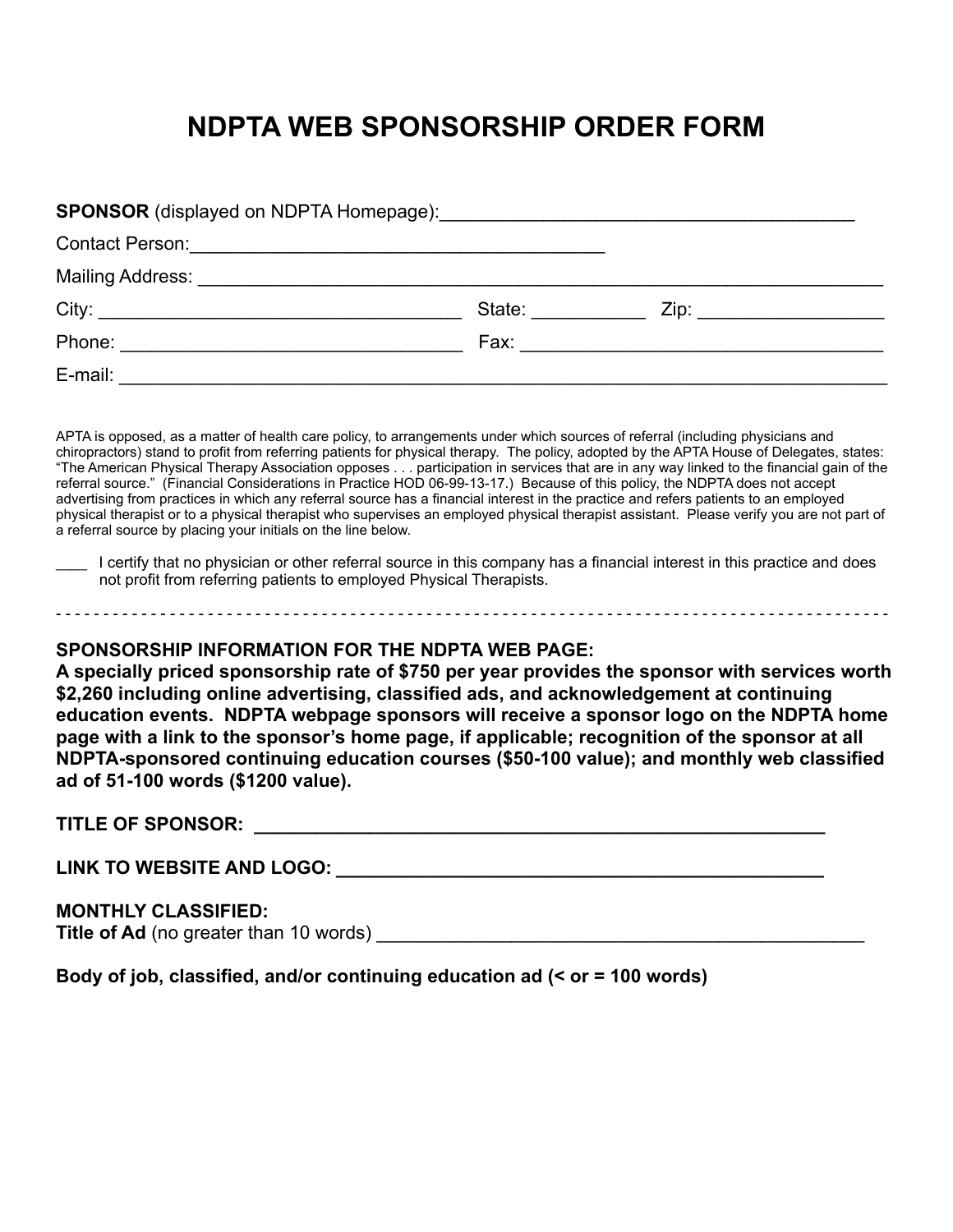# NDPTA WEB SPONSORSHIP ORDER FORM

**SPONSOR** (displayed on NDPTA Homepage):_________________________________________

Contact Person:_________________________________________

Mailing Address: ____________________________________________________________________

City: ___________________________________ State: ___________ Zip: __________________

Phone: _________________________________ Fax: ____________________________________

E-mail: ____________________________________________________________________________

APTA is opposed, as a matter of health care policy, to arrangements under which sources of referral (including physicians and chiropractors) stand to profit from referring patients for physical therapy. The policy, adopted by the APTA House of Delegates, states: "The American Physical Therapy Association opposes . . . participation in services that are in any way linked to the financial gain of the referral source." (Financial Considerations in Practice HOD 06-99-13-17.) Because of this policy, the NDPTA does not accept advertising from practices in which any referral source has a financial interest in the practice and refers patients to an employed physical therapist or to a physical therapist who supervises an employed physical therapist assistant. Please verify you are not part of a referral source by placing your initials on the line below.

___ I certify that no physician or other referral source in this company has a financial interest in this practice and does not profit from referring patients to employed Physical Therapists.

- - - - - - - - - - - - - - - - - - - - - - - - - - - - - - - - - - - - - - - - - - - - - - - - - - - - - - - - - - - - - - - - - - - - - - -

**SPONSORSHIP INFORMATION FOR THE NDPTA WEB PAGE:**
**A specially priced sponsorship rate of $750 per year provides the sponsor with services worth $2,260 including online advertising, classified ads, and acknowledgement at continuing education events. NDPTA webpage sponsors will receive a sponsor logo on the NDPTA home page with a link to the sponsor's home page, if applicable; recognition of the sponsor at all NDPTA-sponsored continuing education courses ($50-100 value); and monthly web classified ad of 51-100 words ($1200 value).**

**TITLE OF SPONSOR:** ________________________________________________________

**LINK TO WEBSITE AND LOGO:** _______________________________________________

**MONTHLY CLASSIFIED:**
**Title of Ad** (no greater than 10 words) _______________________________________________

**Body of job, classified, and/or continuing education ad (< or = 100 words)**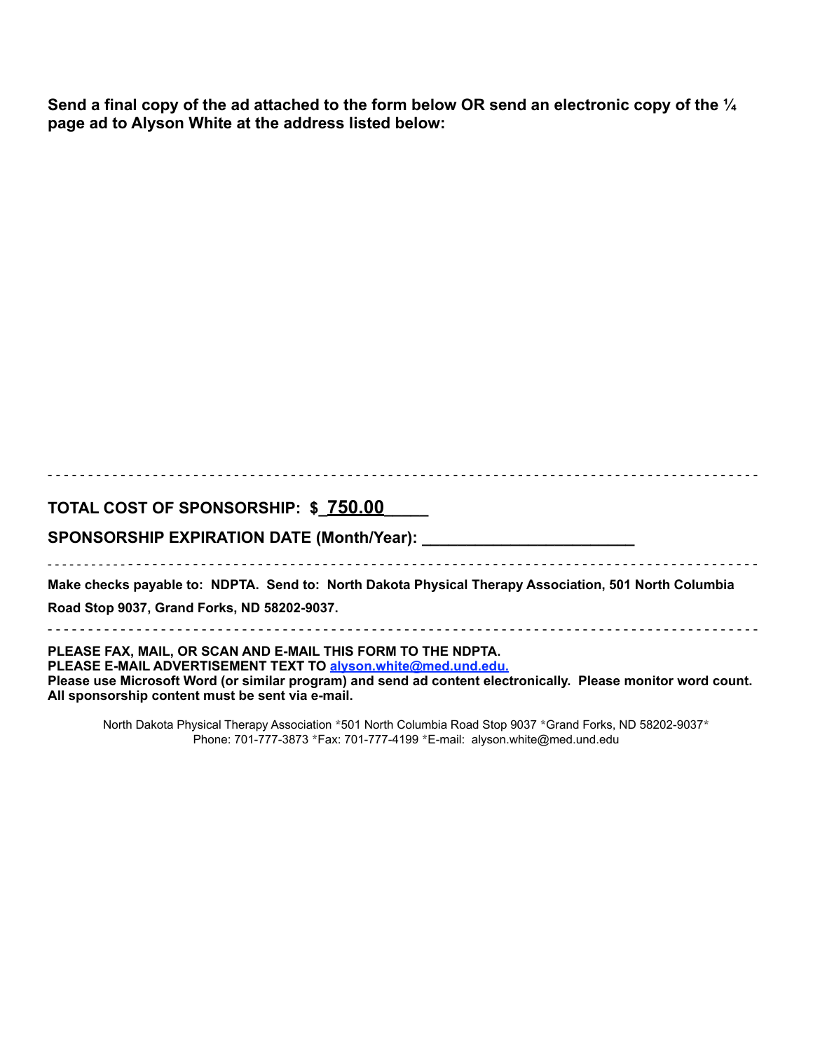**Send a final copy of the ad attached to the form below OR send an electronic copy of the ¼ page ad to Alyson White at the address listed below:**

- - - - - - - - - - - - - - - - - - - - - - - - - - - - - - - - - - - - - - - - - - - - - - - - - - - - - - - - - - - - - - - - - - - - - - - - - - - - - - - - - - - - - -

**TOTAL COST OF SPONSORSHIP: $_750.00_____**

**SPONSORSHIP EXPIRATION DATE (Month/Year): _______________________**

- - - - - - - - - - - - - - - - - - - - - - - - - - - - - - - - - - - - - - - - - - - - - - - - - - - - - - - - - - - - - - - - - - - - - - - - - - - - - - - - - - - - - - -

**Make checks payable to: NDPTA. Send to: North Dakota Physical Therapy Association, 501 North Columbia Road Stop 9037, Grand Forks, ND 58202-9037.**

- - - - - - - - - - - - - - - - - - - - - - - - - - - - - - - - - - - - - - - - - - - - - - - - - - - - - - - - - - - - - - - - - - - - - - - - - - - - - - - - - - - - - - -

**PLEASE FAX, MAIL, OR SCAN AND E-MAIL THIS FORM TO THE NDPTA.**
**PLEASE E-MAIL ADVERTISEMENT TEXT TO [alyson.white@med.und.edu.](mailto:alyson.white@med.und.edu)**
**Please use Microsoft Word (or similar program) and send ad content electronically. Please monitor word count. All sponsorship content must be sent via e-mail.**

North Dakota Physical Therapy Association *501 North Columbia Road Stop 9037 *Grand Forks, ND 58202-9037*
Phone: 701-777-3873 *Fax: 701-777-4199 *E-mail: alyson.white@med.und.edu